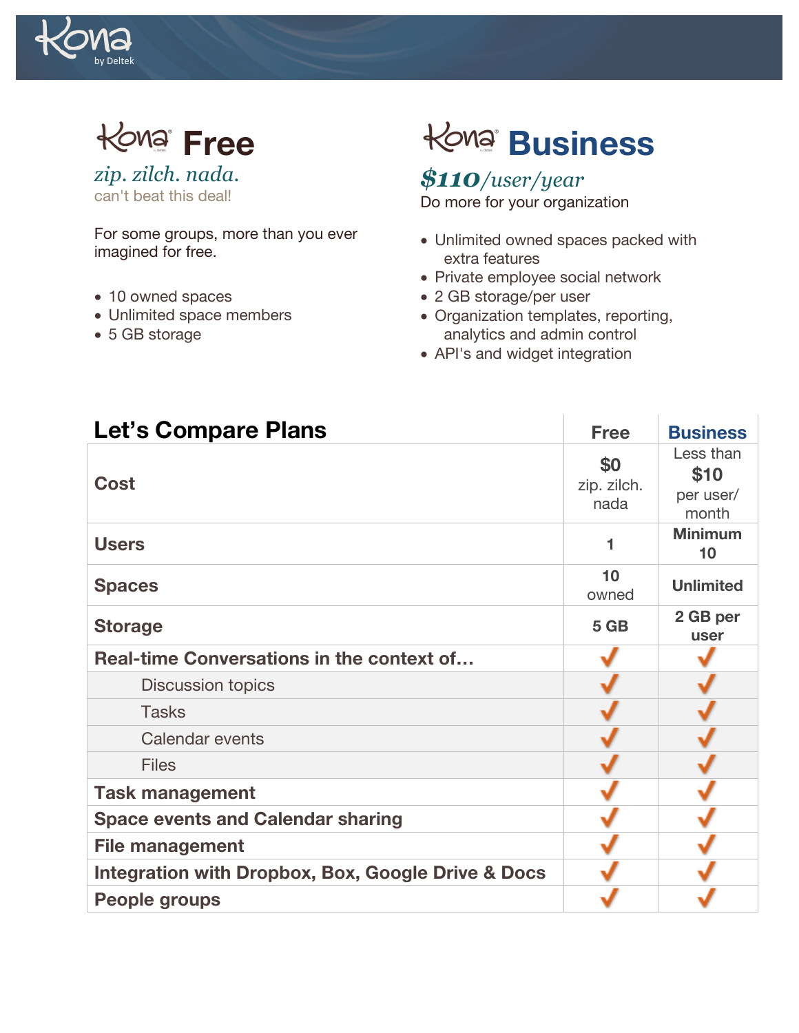# Kona Free

*zip. zilch. nada.*

can't beat this deal!

For some groups, more than you ever imagined for free.

- 10 owned spaces
- Unlimited space members
- 5 GB storage

# Kona Business

***$110**/user/year*

Do more for your organization

- Unlimited owned spaces packed with extra features
- Private employee social network
- 2 GB storage/per user
- Organization templates, reporting, analytics and admin control
- API's and widget integration

## Let's Compare Plans

| Let's Compare Plans | Free | Business |
|---|---|---|
| **Cost** | **$0** zip. zilch. nada | Less than **$10** per user/ month |
| **Users** | **1** | **Minimum 10** |
| **Spaces** | **10** owned | **Unlimited** |
| **Storage** | **5 GB** | **2 GB per user** |
| **Real-time Conversations in the context of…** | ✓ | ✓ |
| Discussion topics | ✓ | ✓ |
| Tasks | ✓ | ✓ |
| Calendar events | ✓ | ✓ |
| Files | ✓ | ✓ |
| **Task management** | ✓ | ✓ |
| **Space events and Calendar sharing** | ✓ | ✓ |
| **File management** | ✓ | ✓ |
| **Integration with Dropbox, Box, Google Drive & Docs** | ✓ | ✓ |
| **People groups** | ✓ | ✓ |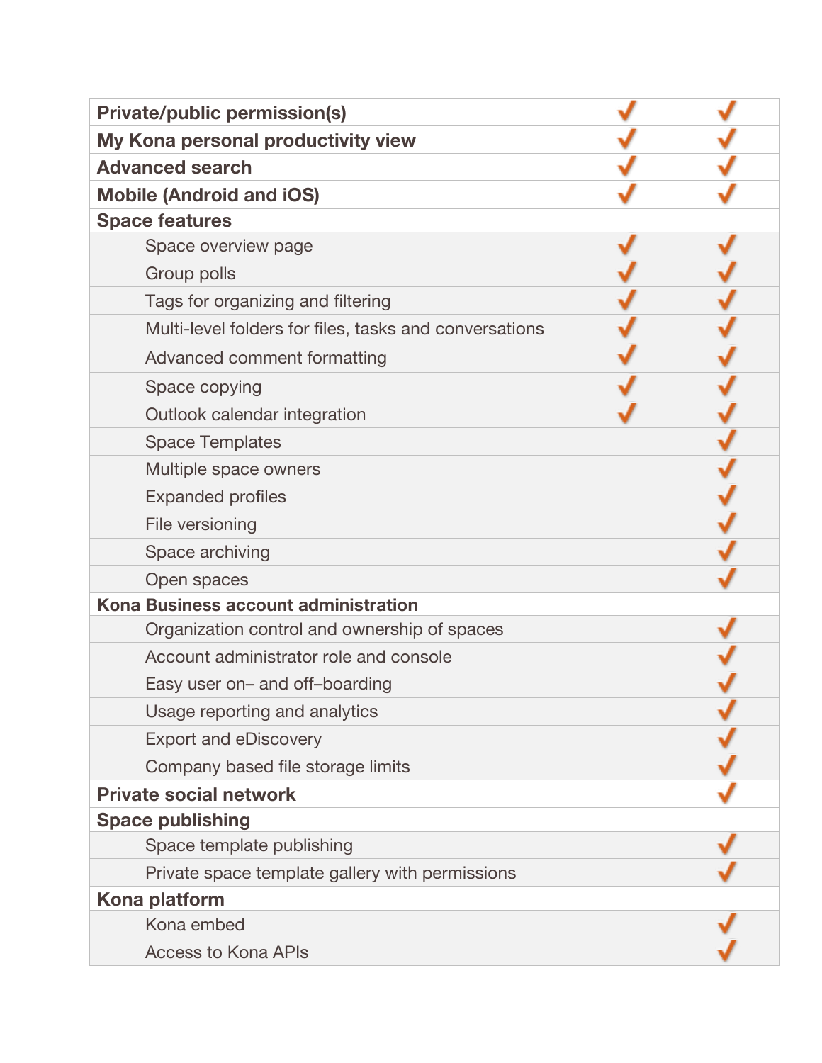| | | |
|---|---|---|
| **Private/public permission(s)** | ✓ | ✓ |
| **My Kona personal productivity view** | ✓ | ✓ |
| **Advanced search** | ✓ | ✓ |
| **Mobile (Android and iOS)** | ✓ | ✓ |
| **Space features** | | |
| Space overview page | ✓ | ✓ |
| Group polls | ✓ | ✓ |
| Tags for organizing and filtering | ✓ | ✓ |
| Multi-level folders for files, tasks and conversations | ✓ | ✓ |
| Advanced comment formatting | ✓ | ✓ |
| Space copying | ✓ | ✓ |
| Outlook calendar integration | ✓ | ✓ |
| Space Templates | | ✓ |
| Multiple space owners | | ✓ |
| Expanded profiles | | ✓ |
| File versioning | | ✓ |
| Space archiving | | ✓ |
| Open spaces | | ✓ |
| **Kona Business account administration** | | |
| Organization control and ownership of spaces | | ✓ |
| Account administrator role and console | | ✓ |
| Easy user on– and off–boarding | | ✓ |
| Usage reporting and analytics | | ✓ |
| Export and eDiscovery | | ✓ |
| Company based file storage limits | | ✓ |
| **Private social network** | | ✓ |
| **Space publishing** | | |
| Space template publishing | | ✓ |
| Private space template gallery with permissions | | ✓ |
| **Kona platform** | | |
| Kona embed | | ✓ |
| Access to Kona APIs | | ✓ |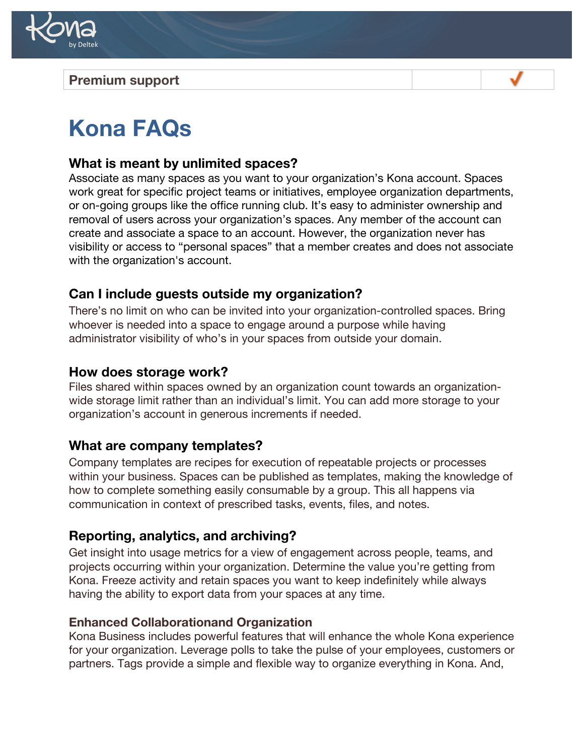| Premium support | | ✓ |
|---|---|---|

# Kona FAQs

## What is meant by unlimited spaces?

Associate as many spaces as you want to your organization's Kona account. Spaces work great for specific project teams or initiatives, employee organization departments, or on-going groups like the office running club. It's easy to administer ownership and removal of users across your organization's spaces. Any member of the account can create and associate a space to an account. However, the organization never has visibility or access to "personal spaces" that a member creates and does not associate with the organization's account.

## Can I include guests outside my organization?

There's no limit on who can be invited into your organization-controlled spaces. Bring whoever is needed into a space to engage around a purpose while having administrator visibility of who's in your spaces from outside your domain.

## How does storage work?

Files shared within spaces owned by an organization count towards an organization-wide storage limit rather than an individual's limit. You can add more storage to your organization's account in generous increments if needed.

## What are company templates?

Company templates are recipes for execution of repeatable projects or processes within your business. Spaces can be published as templates, making the knowledge of how to complete something easily consumable by a group. This all happens via communication in context of prescribed tasks, events, files, and notes.

## Reporting, analytics, and archiving?

Get insight into usage metrics for a view of engagement across people, teams, and projects occurring within your organization. Determine the value you're getting from Kona. Freeze activity and retain spaces you want to keep indefinitely while always having the ability to export data from your spaces at any time.

### Enhanced Collaborationand Organization

Kona Business includes powerful features that will enhance the whole Kona experience for your organization. Leverage polls to take the pulse of your employees, customers or partners. Tags provide a simple and flexible way to organize everything in Kona. And,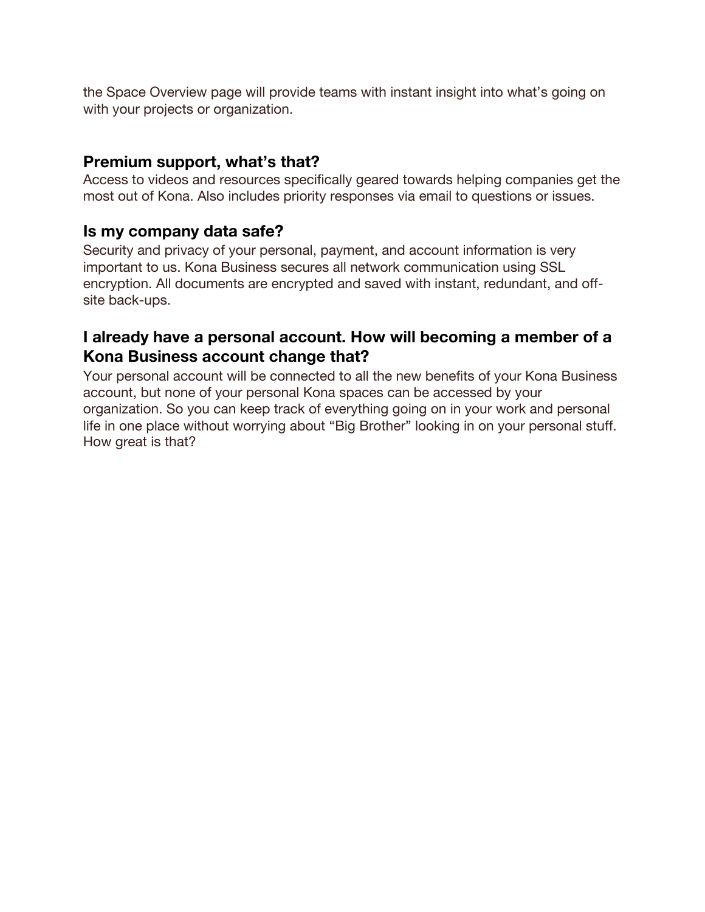the Space Overview page will provide teams with instant insight into what's going on with your projects or organization.

### Premium support, what's that?

Access to videos and resources specifically geared towards helping companies get the most out of Kona. Also includes priority responses via email to questions or issues.

### Is my company data safe?

Security and privacy of your personal, payment, and account information is very important to us. Kona Business secures all network communication using SSL encryption. All documents are encrypted and saved with instant, redundant, and off-site back-ups.

### I already have a personal account. How will becoming a member of a Kona Business account change that?

Your personal account will be connected to all the new benefits of your Kona Business account, but none of your personal Kona spaces can be accessed by your organization. So you can keep track of everything going on in your work and personal life in one place without worrying about "Big Brother" looking in on your personal stuff. How great is that?